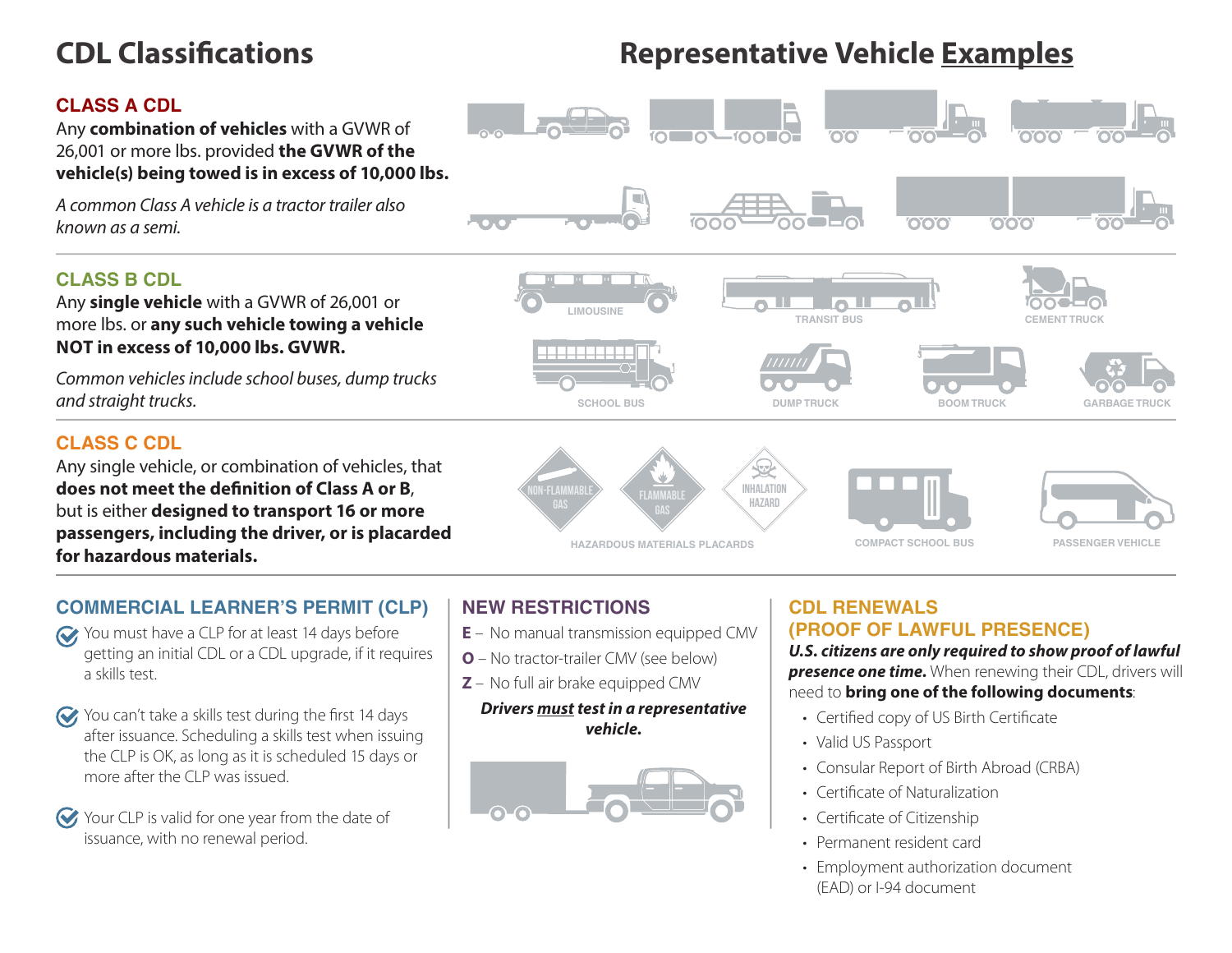# CDL Classifications

# Representative Vehicle Examples

## CLASS A CDL

Any **combination of vehicles** with a GVWR of 26,001 or more lbs. provided **the GVWR of the vehicle(s) being towed is in excess of 10,000 lbs.**

*A common Class A vehicle is a tractor trailer also known as a semi.*

## CLASS B CDL

Any **single vehicle** with a GVWR of 26,001 or more lbs. or **any such vehicle towing a vehicle NOT in excess of 10,000 lbs. GVWR.**

*Common vehicles include school buses, dump trucks and straight trucks.*

LIMOUSINE, TRANSIT BUS, CEMENT TRUCK, SCHOOL BUS, DUMP TRUCK, BOOM TRUCK, GARBAGE TRUCK

## CLASS C CDL

Any single vehicle, or combination of vehicles, that **does not meet the definition of Class A or B**, but is either **designed to transport 16 or more passengers, including the driver, or is placarded for hazardous materials.**

NON-FLAMMABLE GAS, FLAMMABLE GAS, INHALATION HAZARD — HAZARDOUS MATERIALS PLACARDS; COMPACT SCHOOL BUS; PASSENGER VEHICLE

## COMMERCIAL LEARNER'S PERMIT (CLP)

- You must have a CLP for at least 14 days before getting an initial CDL or a CDL upgrade, if it requires a skills test.
- You can't take a skills test during the first 14 days after issuance. Scheduling a skills test when issuing the CLP is OK, as long as it is scheduled 15 days or more after the CLP was issued.
- Your CLP is valid for one year from the date of issuance, with no renewal period.

## NEW RESTRICTIONS

**E** – No manual transmission equipped CMV

**O** – No tractor-trailer CMV (see below)

**Z** – No full air brake equipped CMV

***Drivers must test in a representative vehicle.***

## CDL RENEWALS (PROOF OF LAWFUL PRESENCE)

***U.S. citizens are only required to show proof of lawful presence one time.*** When renewing their CDL, drivers will need to **bring one of the following documents**:

- Certified copy of US Birth Certificate
- Valid US Passport
- Consular Report of Birth Abroad (CRBA)
- Certificate of Naturalization
- Certificate of Citizenship
- Permanent resident card
- Employment authorization document (EAD) or I-94 document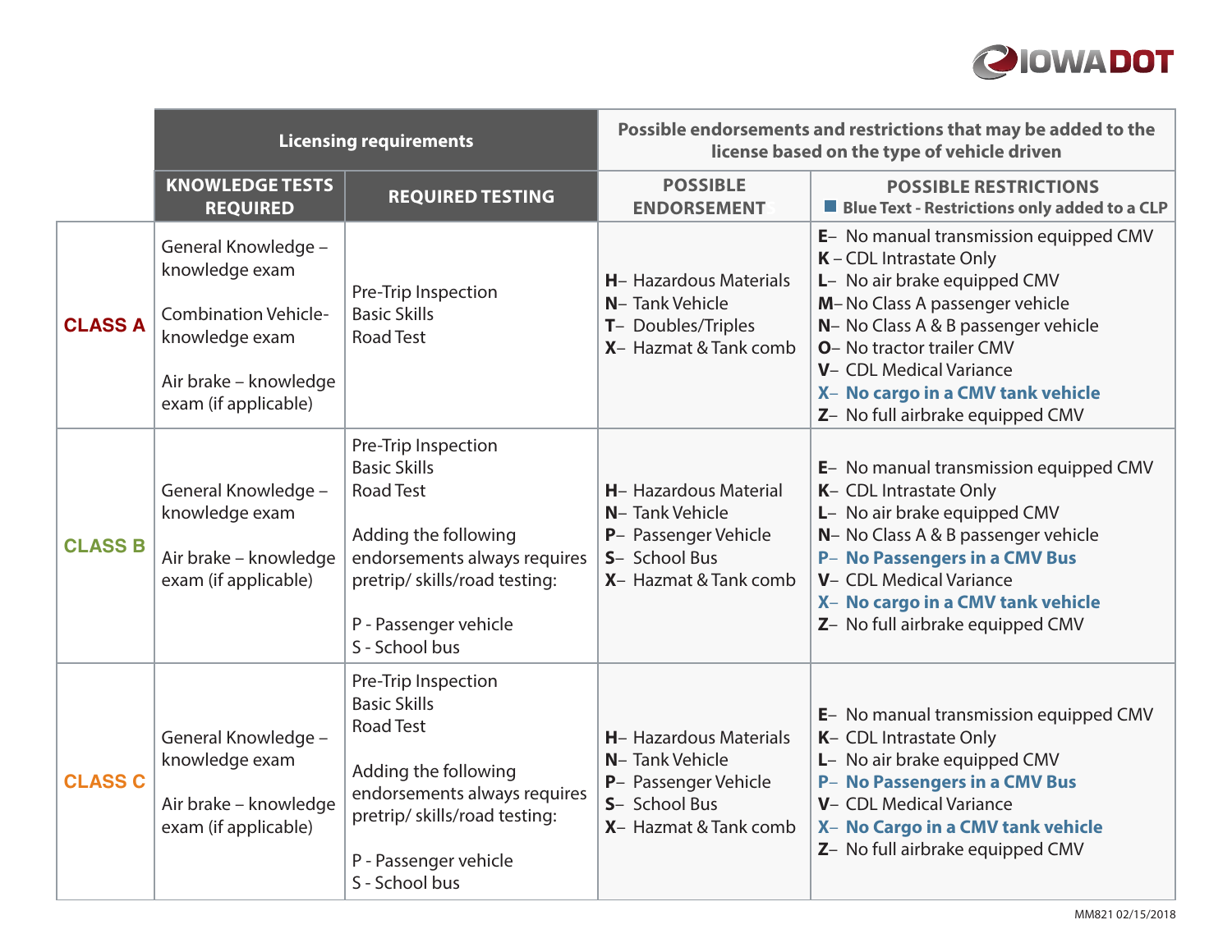| | Licensing requirements | | Possible endorsements and restrictions that may be added to the license based on the type of vehicle driven | |
|---|---|---|---|---|
| | **KNOWLEDGE TESTS REQUIRED** | **REQUIRED TESTING** | **POSSIBLE ENDORSEMENTS** | **POSSIBLE RESTRICTIONS** Blue Text - Restrictions only added to a CLP |
| **CLASS A** | General Knowledge – knowledge exam<br><br>Combination Vehicle- knowledge exam<br><br>Air brake – knowledge exam (if applicable) | Pre-Trip Inspection<br>Basic Skills<br>Road Test | **H**– Hazardous Materials<br>**N**– Tank Vehicle<br>**T**– Doubles/Triples<br>**X**– Hazmat & Tank comb | **E**– No manual transmission equipped CMV<br>**K** – CDL Intrastate Only<br>**L**– No air brake equipped CMV<br>**M**– No Class A passenger vehicle<br>**N**– No Class A & B passenger vehicle<br>**O**– No tractor trailer CMV<br>**V**– CDL Medical Variance<br>**X– No cargo in a CMV tank vehicle**<br>**Z**– No full airbrake equipped CMV |
| **CLASS B** | General Knowledge – knowledge exam<br><br>Air brake – knowledge exam (if applicable) | Pre-Trip Inspection<br>Basic Skills<br>Road Test<br><br>Adding the following endorsements always requires pretrip/ skills/road testing:<br><br>P - Passenger vehicle<br>S - School bus | **H**– Hazardous Material<br>**N**– Tank Vehicle<br>**P**– Passenger Vehicle<br>**S**– School Bus<br>**X**– Hazmat & Tank comb | **E**– No manual transmission equipped CMV<br>**K**– CDL Intrastate Only<br>**L**– No air brake equipped CMV<br>**N**– No Class A & B passenger vehicle<br>**P– No Passengers in a CMV Bus**<br>**V**– CDL Medical Variance<br>**X– No cargo in a CMV tank vehicle**<br>**Z**– No full airbrake equipped CMV |
| **CLASS C** | General Knowledge – knowledge exam<br><br>Air brake – knowledge exam (if applicable) | Pre-Trip Inspection<br>Basic Skills<br>Road Test<br><br>Adding the following endorsements always requires pretrip/ skills/road testing:<br><br>P - Passenger vehicle<br>S - School bus | **H**– Hazardous Materials<br>**N**– Tank Vehicle<br>**P**– Passenger Vehicle<br>**S**– School Bus<br>**X**– Hazmat & Tank comb | **E**– No manual transmission equipped CMV<br>**K**– CDL Intrastate Only<br>**L**– No air brake equipped CMV<br>**P– No Passengers in a CMV Bus**<br>**V**– CDL Medical Variance<br>**X– No Cargo in a CMV tank vehicle**<br>**Z**– No full airbrake equipped CMV |

MM821 02/15/2018